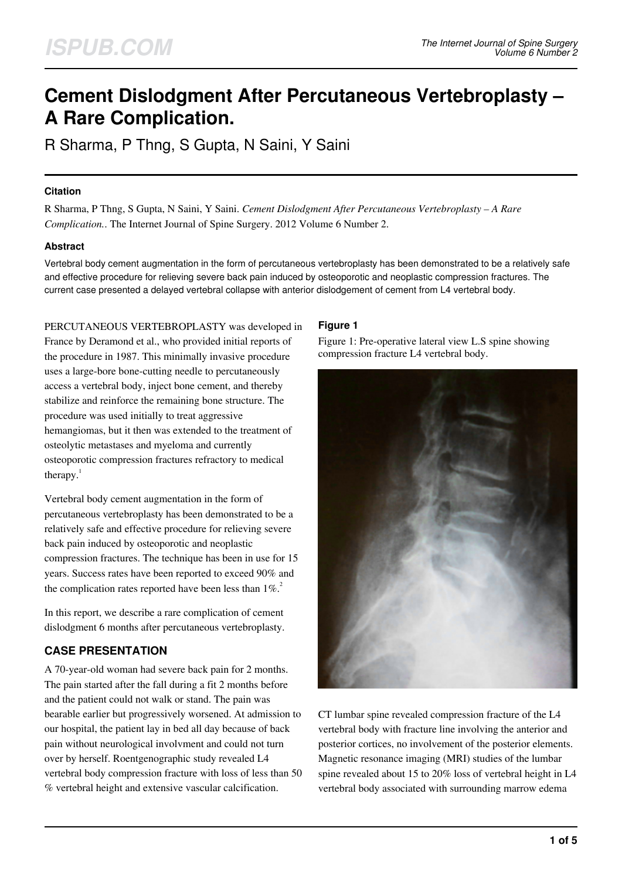# Cement Dislodgment After Percutaneous Vertebroplasty – A Rare Complication.

R Sharma, P Thng, S Gupta, N Saini, Y Saini

### Citation

R Sharma, P Thng, S Gupta, N Saini, Y Saini. *Cement Dislodgment After Percutaneous Vertebroplasty – A Rare Complication.*. The Internet Journal of Spine Surgery. 2012 Volume 6 Number 2.

### Abstract

Vertebral body cement augmentation in the form of percutaneous vertebroplasty has been demonstrated to be a relatively safe and effective procedure for relieving severe back pain induced by osteoporotic and neoplastic compression fractures. The current case presented a delayed vertebral collapse with anterior dislodgement of cement from L4 vertebral body.

PERCUTANEOUS VERTEBROPLASTY was developed in France by Deramond et al., who provided initial reports of the procedure in 1987. This minimally invasive procedure uses a large-bore bone-cutting needle to percutaneously access a vertebral body, inject bone cement, and thereby stabilize and reinforce the remaining bone structure. The procedure was used initially to treat aggressive hemangiomas, but it then was extended to the treatment of osteolytic metastases and myeloma and currently osteoporotic compression fractures refractory to medical therapy.[1]

Vertebral body cement augmentation in the form of percutaneous vertebroplasty has been demonstrated to be a relatively safe and effective procedure for relieving severe back pain induced by osteoporotic and neoplastic compression fractures. The technique has been in use for 15 years. Success rates have been reported to exceed 90% and the complication rates reported have been less than 1%.[2]

In this report, we describe a rare complication of cement dislodgment 6 months after percutaneous vertebroplasty.

## CASE PRESENTATION

A 70-year-old woman had severe back pain for 2 months. The pain started after the fall during a fit 2 months before and the patient could not walk or stand. The pain was bearable earlier but progressively worsened. At admission to our hospital, the patient lay in bed all day because of back pain without neurological involvment and could not turn over by herself. Roentgenographic study revealed L4 vertebral body compression fracture with loss of less than 50 % vertebral height and extensive vascular calcification.

### Figure 1

Figure 1: Pre-operative lateral view L.S spine showing compression fracture L4 vertebral body.

CT lumbar spine revealed compression fracture of the L4 vertebral body with fracture line involving the anterior and posterior cortices, no involvement of the posterior elements. Magnetic resonance imaging (MRI) studies of the lumbar spine revealed about 15 to 20% loss of vertebral height in L4 vertebral body associated with surrounding marrow edema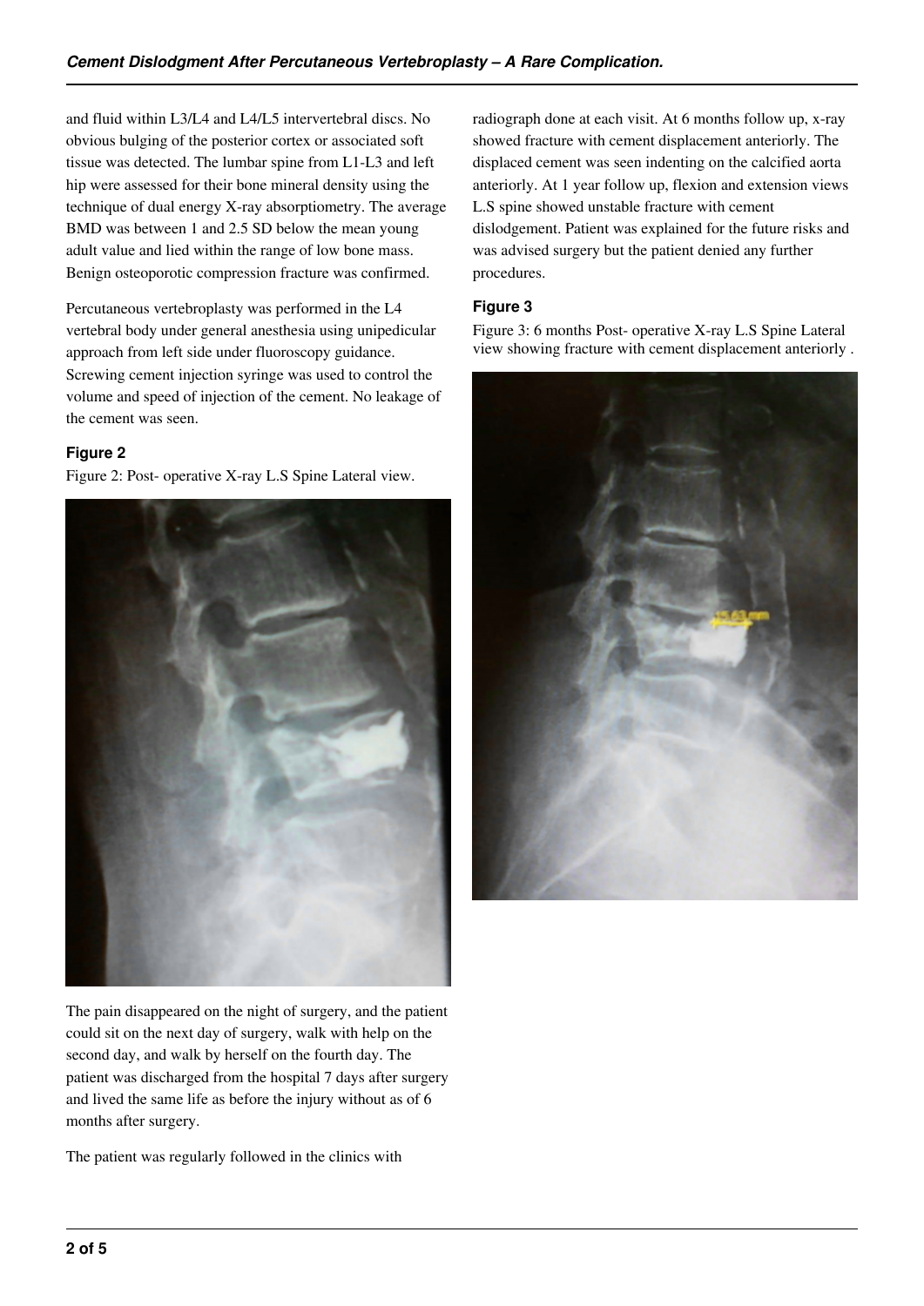and fluid within L3/L4 and L4/L5 intervertebral discs. No obvious bulging of the posterior cortex or associated soft tissue was detected. The lumbar spine from L1-L3 and left hip were assessed for their bone mineral density using the technique of dual energy X-ray absorptiometry. The average BMD was between 1 and 2.5 SD below the mean young adult value and lied within the range of low bone mass. Benign osteoporotic compression fracture was confirmed.

Percutaneous vertebroplasty was performed in the L4 vertebral body under general anesthesia using unipedicular approach from left side under fluoroscopy guidance. Screwing cement injection syringe was used to control the volume and speed of injection of the cement. No leakage of the cement was seen.

### Figure 2

Figure 2: Post- operative X-ray L.S Spine Lateral view.

The pain disappeared on the night of surgery, and the patient could sit on the next day of surgery, walk with help on the second day, and walk by herself on the fourth day. The patient was discharged from the hospital 7 days after surgery and lived the same life as before the injury without as of 6 months after surgery.

The patient was regularly followed in the clinics with radiograph done at each visit. At 6 months follow up, x-ray showed fracture with cement displacement anteriorly. The displaced cement was seen indenting on the calcified aorta anteriorly. At 1 year follow up, flexion and extension views L.S spine showed unstable fracture with cement dislodgement. Patient was explained for the future risks and was advised surgery but the patient denied any further procedures.

### Figure 3

Figure 3: 6 months Post- operative X-ray L.S Spine Lateral view showing fracture with cement displacement anteriorly .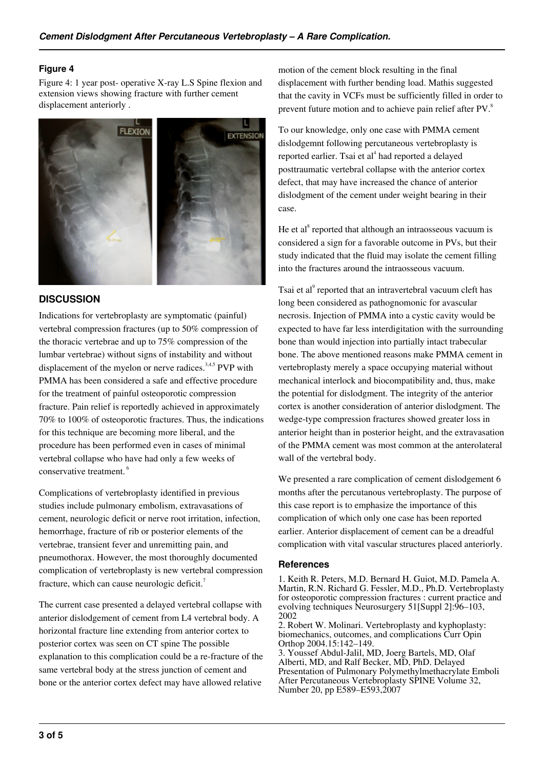### Figure 4

Figure 4: 1 year post- operative X-ray L.S Spine flexion and extension views showing fracture with further cement displacement anteriorly .

## DISCUSSION

Indications for vertebroplasty are symptomatic (painful) vertebral compression fractures (up to 50% compression of the thoracic vertebrae and up to 75% compression of the lumbar vertebrae) without signs of instability and without displacement of the myelon or nerve radices.[3,4,5] PVP with PMMA has been considered a safe and effective procedure for the treatment of painful osteoporotic compression fracture. Pain relief is reportedly achieved in approximately 70% to 100% of osteoporotic fractures. Thus, the indications for this technique are becoming more liberal, and the procedure has been performed even in cases of minimal vertebral collapse who have had only a few weeks of conservative treatment.[6]

Complications of vertebroplasty identified in previous studies include pulmonary embolism, extravasations of cement, neurologic deficit or nerve root irritation, infection, hemorrhage, fracture of rib or posterior elements of the vertebrae, transient fever and unremitting pain, and pneumothorax. However, the most thoroughly documented complication of vertebroplasty is new vertebral compression fracture, which can cause neurologic deficit.[7]

The current case presented a delayed vertebral collapse with anterior dislodgement of cement from L4 vertebral body. A horizontal fracture line extending from anterior cortex to posterior cortex was seen on CT spine The possible explanation to this complication could be a re-fracture of the same vertebral body at the stress junction of cement and bone or the anterior cortex defect may have allowed relative motion of the cement block resulting in the final displacement with further bending load. Mathis suggested that the cavity in VCFs must be sufficiently filled in order to prevent future motion and to achieve pain relief after PV.[8]

To our knowledge, only one case with PMMA cement dislodgemnt following percutaneous vertebroplasty is reported earlier. Tsai et al[4] had reported a delayed posttraumatic vertebral collapse with the anterior cortex defect, that may have increased the chance of anterior dislodgment of the cement under weight bearing in their case.

He et al[8] reported that although an intraosseous vacuum is considered a sign for a favorable outcome in PVs, but their study indicated that the fluid may isolate the cement filling into the fractures around the intraosseous vacuum.

Tsai et al[9] reported that an intravertebral vacuum cleft has long been considered as pathognomonic for avascular necrosis. Injection of PMMA into a cystic cavity would be expected to have far less interdigitation with the surrounding bone than would injection into partially intact trabecular bone. The above mentioned reasons make PMMA cement in vertebroplasty merely a space occupying material without mechanical interlock and biocompatibility and, thus, make the potential for dislodgment. The integrity of the anterior cortex is another consideration of anterior dislodgment. The wedge-type compression fractures showed greater loss in anterior height than in posterior height, and the extravasation of the PMMA cement was most common at the anterolateral wall of the vertebral body.

We presented a rare complication of cement dislodgement 6 months after the percutanous vertebroplasty. The purpose of this case report is to emphasize the importance of this complication of which only one case has been reported earlier. Anterior displacement of cement can be a dreadful complication with vital vascular structures placed anteriorly.

### References

1. Keith R. Peters, M.D. Bernard H. Guiot, M.D. Pamela A. Martin, R.N. Richard G. Fessler, M.D., Ph.D. Vertebroplasty for osteoporotic compression fractures : current practice and evolving techniques Neurosurgery 51[Suppl 2]:96–103, 2002
2. Robert W. Molinari. Vertebroplasty and kyphoplasty: biomechanics, outcomes, and complications Curr Opin Orthop 2004.15:142–149.
3. Youssef Abdul-Jalil, MD, Joerg Bartels, MD, Olaf Alberti, MD, and Ralf Becker, MD, PhD. Delayed Presentation of Pulmonary Polymethylmethacrylate Emboli After Percutaneous Vertebroplasty SPINE Volume 32, Number 20, pp E589–E593,2007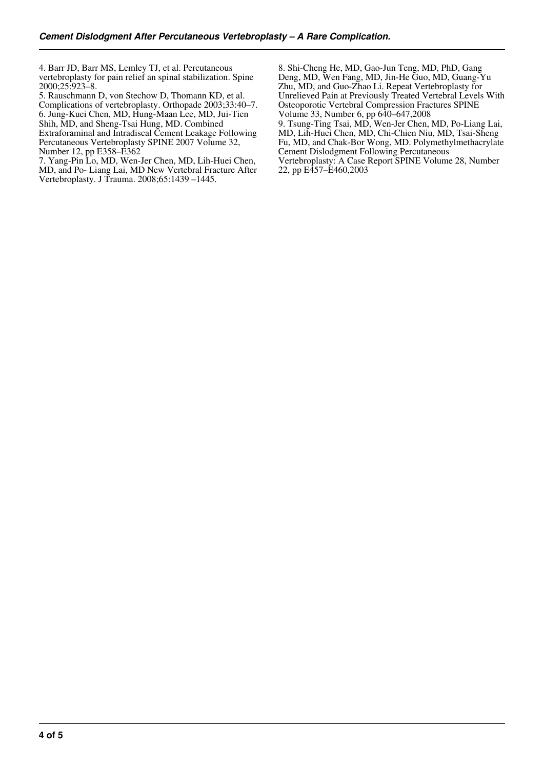4. Barr JD, Barr MS, Lemley TJ, et al. Percutaneous vertebroplasty for pain relief an spinal stabilization. Spine 2000;25:923–8.

5. Rauschmann D, von Stechow D, Thomann KD, et al. Complications of vertebroplasty. Orthopade 2003;33:40–7.

6. Jung-Kuei Chen, MD, Hung-Maan Lee, MD, Jui-Tien Shih, MD, and Sheng-Tsai Hung, MD. Combined Extraforaminal and Intradiscal Cement Leakage Following Percutaneous Vertebroplasty SPINE 2007 Volume 32, Number 12, pp E358–E362

7. Yang-Pin Lo, MD, Wen-Jer Chen, MD, Lih-Huei Chen, MD, and Po- Liang Lai, MD New Vertebral Fracture After Vertebroplasty. J Trauma. 2008;65:1439 –1445.

8. Shi-Cheng He, MD, Gao-Jun Teng, MD, PhD, Gang Deng, MD, Wen Fang, MD, Jin-He Guo, MD, Guang-Yu Zhu, MD, and Guo-Zhao Li. Repeat Vertebroplasty for Unrelieved Pain at Previously Treated Vertebral Levels With Osteoporotic Vertebral Compression Fractures SPINE Volume 33, Number 6, pp 640–647,2008

9. Tsung-Ting Tsai, MD, Wen-Jer Chen, MD, Po-Liang Lai, MD, Lih-Huei Chen, MD, Chi-Chien Niu, MD, Tsai-Sheng Fu, MD, and Chak-Bor Wong, MD. Polymethylmethacrylate Cement Dislodgment Following Percutaneous Vertebroplasty: A Case Report SPINE Volume 28, Number 22, pp E457–E460,2003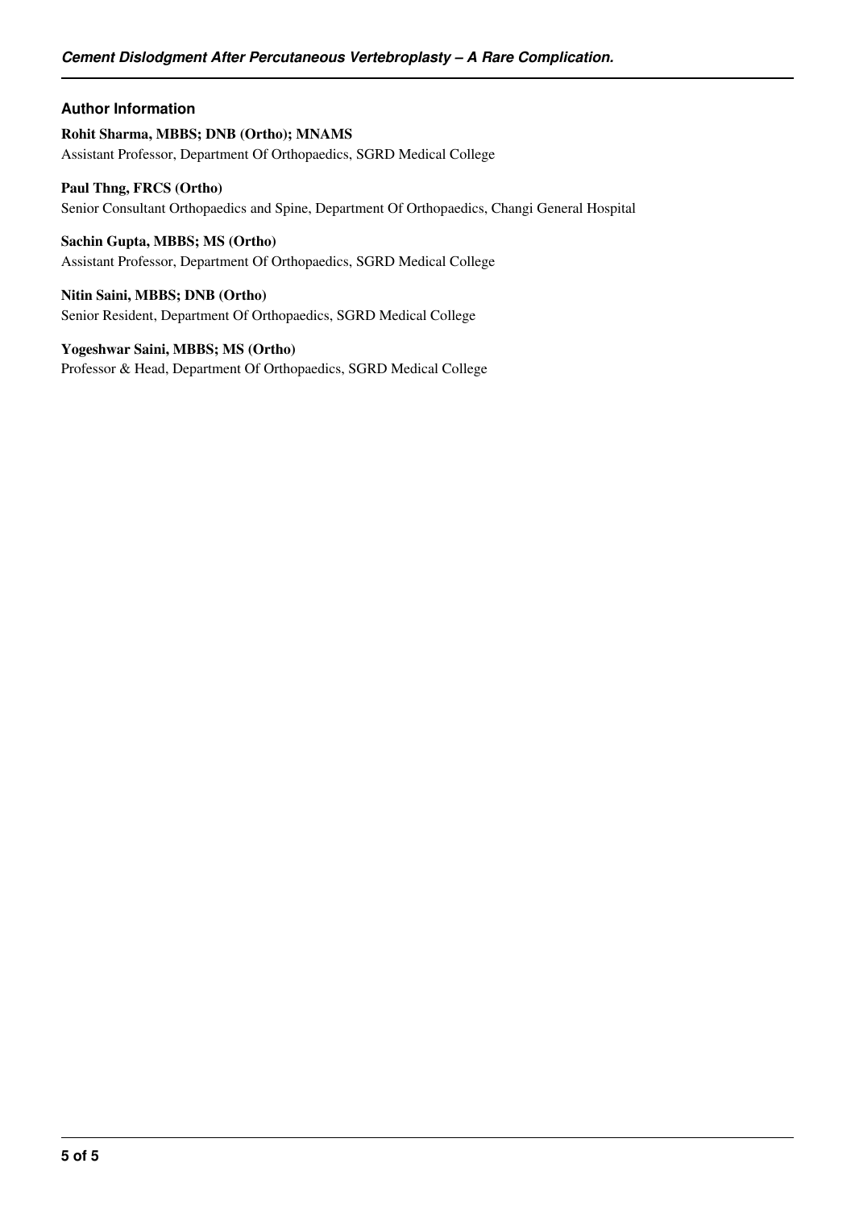## Author Information

**Rohit Sharma, MBBS; DNB (Ortho); MNAMS**
Assistant Professor, Department Of Orthopaedics, SGRD Medical College

**Paul Thng, FRCS (Ortho)**
Senior Consultant Orthopaedics and Spine, Department Of Orthopaedics, Changi General Hospital

**Sachin Gupta, MBBS; MS (Ortho)**
Assistant Professor, Department Of Orthopaedics, SGRD Medical College

**Nitin Saini, MBBS; DNB (Ortho)**
Senior Resident, Department Of Orthopaedics, SGRD Medical College

**Yogeshwar Saini, MBBS; MS (Ortho)**
Professor & Head, Department Of Orthopaedics, SGRD Medical College